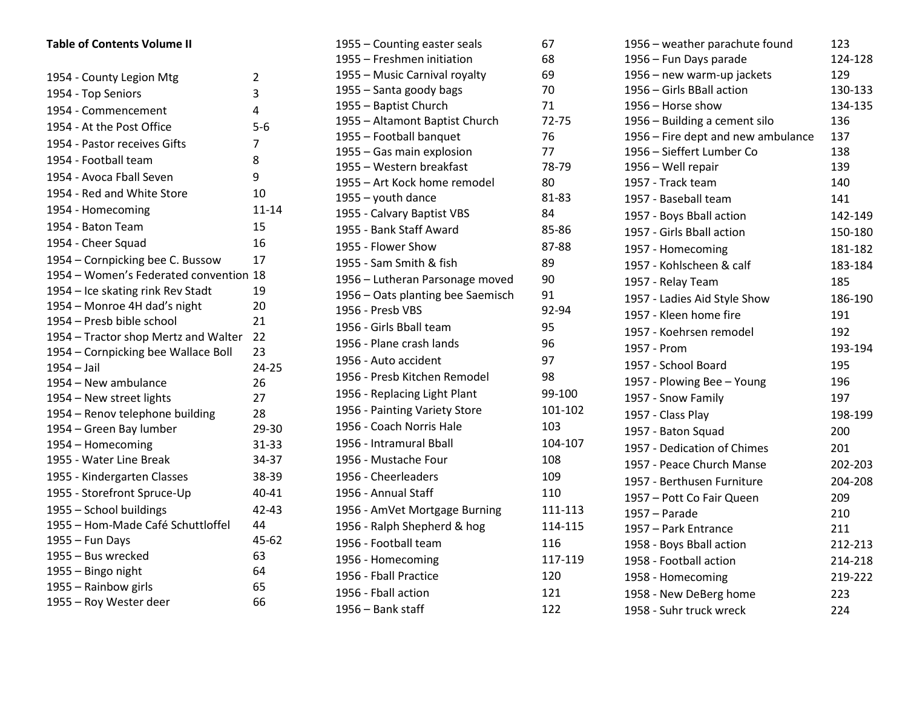**Table of Contents Volume II**

| Entry | Page |
|---|---|
| 1954 - County Legion Mtg | 2 |
| 1954 - Top Seniors | 3 |
| 1954 - Commencement | 4 |
| 1954 - At the Post Office | 5-6 |
| 1954 - Pastor receives Gifts | 7 |
| 1954 - Football team | 8 |
| 1954 - Avoca Fball Seven | 9 |
| 1954 - Red and White Store | 10 |
| 1954 - Homecoming | 11-14 |
| 1954 - Baton Team | 15 |
| 1954 - Cheer Squad | 16 |
| 1954 – Cornpicking bee C. Bussow | 17 |
| 1954 – Women's Federated convention | 18 |
| 1954 – Ice skating rink Rev Stadt | 19 |
| 1954 – Monroe 4H dad's night | 20 |
| 1954 – Presb bible school | 21 |
| 1954 – Tractor shop Mertz and Walter | 22 |
| 1954 – Cornpicking bee Wallace Boll | 23 |
| 1954 – Jail | 24-25 |
| 1954 – New ambulance | 26 |
| 1954 – New street lights | 27 |
| 1954 – Renov telephone building | 28 |
| 1954 – Green Bay lumber | 29-30 |
| 1954 – Homecoming | 31-33 |
| 1955 - Water Line Break | 34-37 |
| 1955 - Kindergarten Classes | 38-39 |
| 1955 - Storefront Spruce-Up | 40-41 |
| 1955 – School buildings | 42-43 |
| 1955 – Hom-Made Café Schuttloffel | 44 |
| 1955 – Fun Days | 45-62 |
| 1955 – Bus wrecked | 63 |
| 1955 – Bingo night | 64 |
| 1955 – Rainbow girls | 65 |
| 1955 – Roy Wester deer | 66 |
| 1955 – Counting easter seals | 67 |
| 1955 – Freshmen initiation | 68 |
| 1955 – Music Carnival royalty | 69 |
| 1955 – Santa goody bags | 70 |
| 1955 – Baptist Church | 71 |
| 1955 – Altamont Baptist Church | 72-75 |
| 1955 – Football banquet | 76 |
| 1955 – Gas main explosion | 77 |
| 1955 – Western breakfast | 78-79 |
| 1955 – Art Kock home remodel | 80 |
| 1955 – youth dance | 81-83 |
| 1955 - Calvary Baptist VBS | 84 |
| 1955 - Bank Staff Award | 85-86 |
| 1955 - Flower Show | 87-88 |
| 1955 - Sam Smith & fish | 89 |
| 1956 – Lutheran Parsonage moved | 90 |
| 1956 – Oats planting bee Saemisch | 91 |
| 1956 - Presb VBS | 92-94 |
| 1956 - Girls Bball team | 95 |
| 1956 - Plane crash lands | 96 |
| 1956 - Auto accident | 97 |
| 1956 - Presb Kitchen Remodel | 98 |
| 1956 - Replacing Light Plant | 99-100 |
| 1956 - Painting Variety Store | 101-102 |
| 1956 - Coach Norris Hale | 103 |
| 1956 - Intramural Bball | 104-107 |
| 1956 - Mustache Four | 108 |
| 1956 - Cheerleaders | 109 |
| 1956 - Annual Staff | 110 |
| 1956 - AmVet Mortgage Burning | 111-113 |
| 1956 - Ralph Shepherd & hog | 114-115 |
| 1956 - Football team | 116 |
| 1956 - Homecoming | 117-119 |
| 1956 - Fball Practice | 120 |
| 1956 - Fball action | 121 |
| 1956 – Bank staff | 122 |
| 1956 – weather parachute found | 123 |
| 1956 – Fun Days parade | 124-128 |
| 1956 – new warm-up jackets | 129 |
| 1956 – Girls BBall action | 130-133 |
| 1956 – Horse show | 134-135 |
| 1956 – Building a cement silo | 136 |
| 1956 – Fire dept and new ambulance | 137 |
| 1956 – Sieffert Lumber Co | 138 |
| 1956 – Well repair | 139 |
| 1957 - Track team | 140 |
| 1957 - Baseball team | 141 |
| 1957 - Boys Bball action | 142-149 |
| 1957 - Girls Bball action | 150-180 |
| 1957 - Homecoming | 181-182 |
| 1957 - Kohlscheen & calf | 183-184 |
| 1957 - Relay Team | 185 |
| 1957 - Ladies Aid Style Show | 186-190 |
| 1957 - Kleen home fire | 191 |
| 1957 - Koehrsen remodel | 192 |
| 1957 - Prom | 193-194 |
| 1957 - School Board | 195 |
| 1957 - Plowing Bee – Young | 196 |
| 1957 - Snow Family | 197 |
| 1957 - Class Play | 198-199 |
| 1957 - Baton Squad | 200 |
| 1957 - Dedication of Chimes | 201 |
| 1957 - Peace Church Manse | 202-203 |
| 1957 - Berthusen Furniture | 204-208 |
| 1957 – Pott Co Fair Queen | 209 |
| 1957 – Parade | 210 |
| 1957 – Park Entrance | 211 |
| 1958 - Boys Bball action | 212-213 |
| 1958 - Football action | 214-218 |
| 1958 - Homecoming | 219-222 |
| 1958 - New DeBerg home | 223 |
| 1958 - Suhr truck wreck | 224 |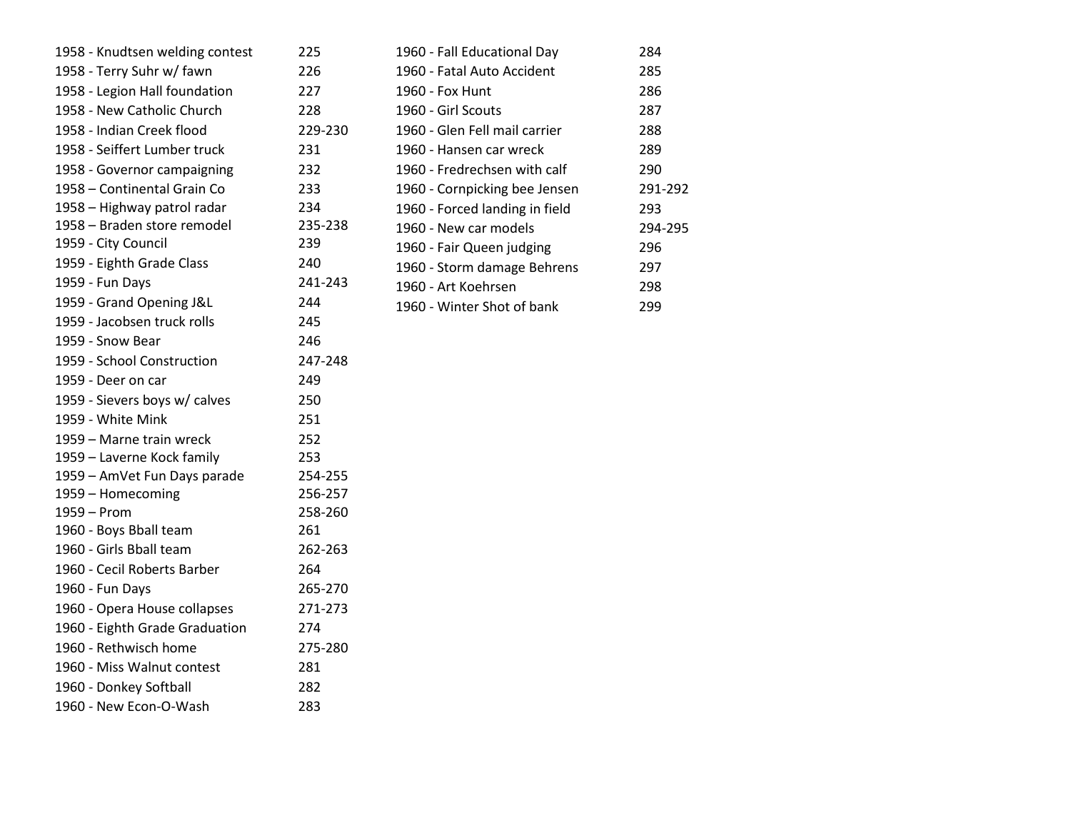| | |
|---|---|
| 1958 - Knudtsen welding contest | 225 |
| 1958 - Terry Suhr w/ fawn | 226 |
| 1958 - Legion Hall foundation | 227 |
| 1958 - New Catholic Church | 228 |
| 1958 - Indian Creek flood | 229-230 |
| 1958 - Seiffert Lumber truck | 231 |
| 1958 - Governor campaigning | 232 |
| 1958 – Continental Grain Co | 233 |
| 1958 – Highway patrol radar | 234 |
| 1958 – Braden store remodel | 235-238 |
| 1959 - City Council | 239 |
| 1959 - Eighth Grade Class | 240 |
| 1959 - Fun Days | 241-243 |
| 1959 - Grand Opening J&L | 244 |
| 1959 - Jacobsen truck rolls | 245 |
| 1959 - Snow Bear | 246 |
| 1959 - School Construction | 247-248 |
| 1959 - Deer on car | 249 |
| 1959 - Sievers boys w/ calves | 250 |
| 1959 - White Mink | 251 |
| 1959 – Marne train wreck | 252 |
| 1959 – Laverne Kock family | 253 |
| 1959 – AmVet Fun Days parade | 254-255 |
| 1959 – Homecoming | 256-257 |
| 1959 – Prom | 258-260 |
| 1960 - Boys Bball team | 261 |
| 1960 - Girls Bball team | 262-263 |
| 1960 - Cecil Roberts Barber | 264 |
| 1960 - Fun Days | 265-270 |
| 1960 - Opera House collapses | 271-273 |
| 1960 - Eighth Grade Graduation | 274 |
| 1960 - Rethwisch home | 275-280 |
| 1960 - Miss Walnut contest | 281 |
| 1960 - Donkey Softball | 282 |
| 1960 - New Econ-O-Wash | 283 |
| 1960 - Fall Educational Day | 284 |
| 1960 - Fatal Auto Accident | 285 |
| 1960 - Fox Hunt | 286 |
| 1960 - Girl Scouts | 287 |
| 1960 - Glen Fell mail carrier | 288 |
| 1960 - Hansen car wreck | 289 |
| 1960 - Fredrechsen with calf | 290 |
| 1960 - Cornpicking bee Jensen | 291-292 |
| 1960 - Forced landing in field | 293 |
| 1960 - New car models | 294-295 |
| 1960 - Fair Queen judging | 296 |
| 1960 - Storm damage Behrens | 297 |
| 1960 - Art Koehrsen | 298 |
| 1960 - Winter Shot of bank | 299 |